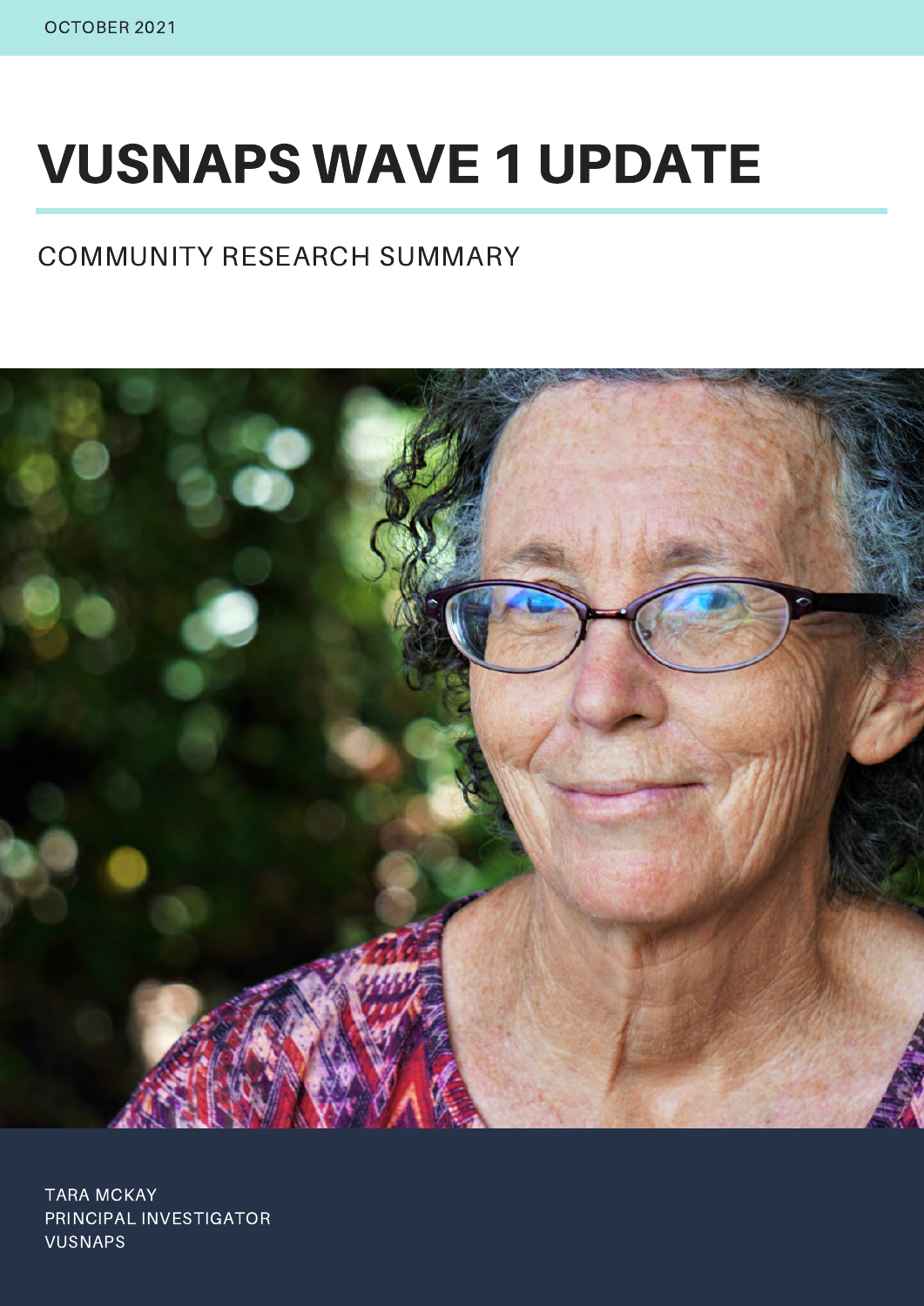OCTOBER 2021

# VUSNAPS WAVE 1 UPDATE

## COMMUNITY RESEARCH SUMMARY

TARA MCKAY
PRINCIPAL INVESTIGATOR
VUSNAPS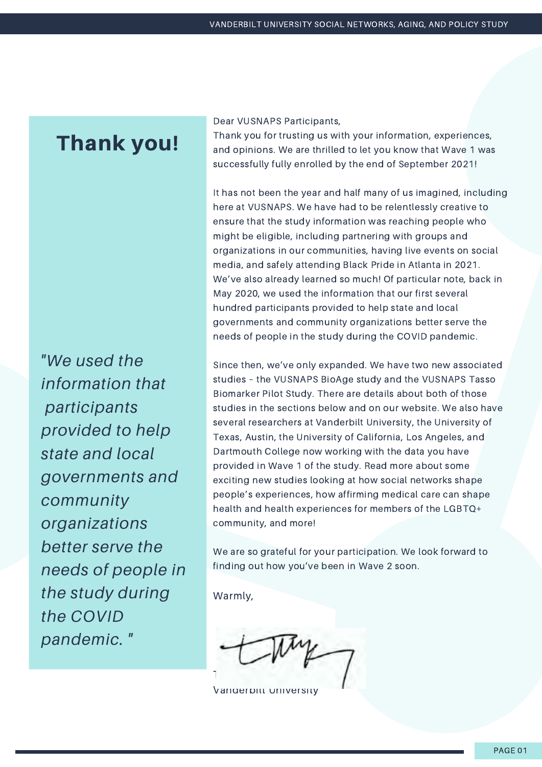# Thank you!

*"We used the information that participants provided to help state and local governments and community organizations better serve the needs of people in the study during the COVID pandemic. "*

Dear VUSNAPS Participants,

Thank you for trusting us with your information, experiences, and opinions. We are thrilled to let you know that Wave 1 was successfully fully enrolled by the end of September 2021!

It has not been the year and half many of us imagined, including here at VUSNAPS. We have had to be relentlessly creative to ensure that the study information was reaching people who might be eligible, including partnering with groups and organizations in our communities, having live events on social media, and safely attending Black Pride in Atlanta in 2021. We've also already learned so much! Of particular note, back in May 2020, we used the information that our first several hundred participants provided to help state and local governments and community organizations better serve the needs of people in the study during the COVID pandemic.

Since then, we've only expanded. We have two new associated studies – the VUSNAPS BioAge study and the VUSNAPS Tasso Biomarker Pilot Study. There are details about both of those studies in the sections below and on our website. We also have several researchers at Vanderbilt University, the University of Texas, Austin, the University of California, Los Angeles, and Dartmouth College now working with the data you have provided in Wave 1 of the study. Read more about some exciting new studies looking at how social networks shape people's experiences, how affirming medical care can shape health and health experiences for members of the LGBTQ+ community, and more!

We are so grateful for your participation. We look forward to finding out how you've been in Wave 2 soon.

Warmly,

T

Vanderbilt University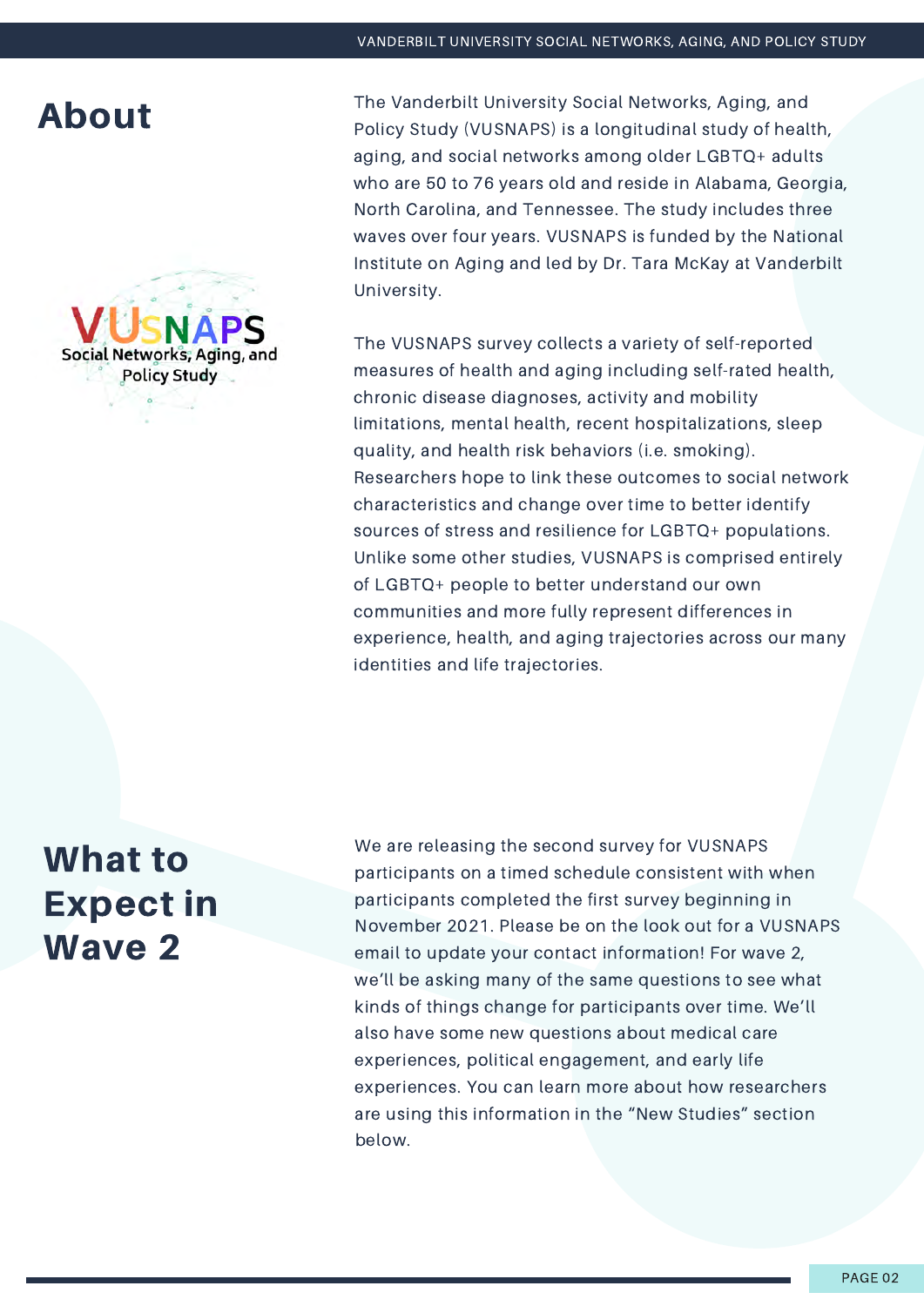## About

The Vanderbilt University Social Networks, Aging, and Policy Study (VUSNAPS) is a longitudinal study of health, aging, and social networks among older LGBTQ+ adults who are 50 to 76 years old and reside in Alabama, Georgia, North Carolina, and Tennessee. The study includes three waves over four years. VUSNAPS is funded by the National Institute on Aging and led by Dr. Tara McKay at Vanderbilt University.

The VUSNAPS survey collects a variety of self-reported measures of health and aging including self-rated health, chronic disease diagnoses, activity and mobility limitations, mental health, recent hospitalizations, sleep quality, and health risk behaviors (i.e. smoking). Researchers hope to link these outcomes to social network characteristics and change over time to better identify sources of stress and resilience for LGBTQ+ populations. Unlike some other studies, VUSNAPS is comprised entirely of LGBTQ+ people to better understand our own communities and more fully represent differences in experience, health, and aging trajectories across our many identities and life trajectories.

## What to Expect in Wave 2

We are releasing the second survey for VUSNAPS participants on a timed schedule consistent with when participants completed the first survey beginning in November 2021. Please be on the look out for a VUSNAPS email to update your contact information! For wave 2, we'll be asking many of the same questions to see what kinds of things change for participants over time. We'll also have some new questions about medical care experiences, political engagement, and early life experiences. You can learn more about how researchers are using this information in the "New Studies" section below.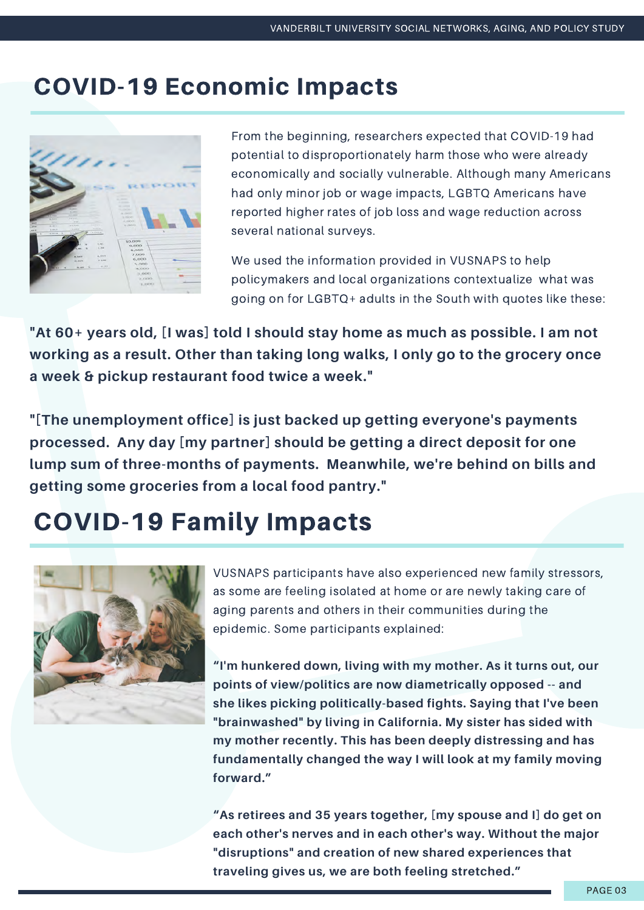## COVID-19 Economic Impacts

From the beginning, researchers expected that COVID-19 had potential to disproportionately harm those who were already economically and socially vulnerable. Although many Americans had only minor job or wage impacts, LGBTQ Americans have reported higher rates of job loss and wage reduction across several national surveys.

We used the information provided in VUSNAPS to help policymakers and local organizations contextualize what was going on for LGBTQ+ adults in the South with quotes like these:

**"At 60+ years old, [I was] told I should stay home as much as possible. I am not working as a result. Other than taking long walks, I only go to the grocery once a week & pickup restaurant food twice a week."**

**"[The unemployment office] is just backed up getting everyone's payments processed. Any day [my partner] should be getting a direct deposit for one lump sum of three-months of payments. Meanwhile, we're behind on bills and getting some groceries from a local food pantry."**

## COVID-19 Family Impacts

VUSNAPS participants have also experienced new family stressors, as some are feeling isolated at home or are newly taking care of aging parents and others in their communities during the epidemic. Some participants explained:

**"I'm hunkered down, living with my mother. As it turns out, our points of view/politics are now diametrically opposed -- and she likes picking politically-based fights. Saying that I've been "brainwashed" by living in California. My sister has sided with my mother recently. This has been deeply distressing and has fundamentally changed the way I will look at my family moving forward."**

**"As retirees and 35 years together, [my spouse and I] do get on each other's nerves and in each other's way. Without the major "disruptions" and creation of new shared experiences that traveling gives us, we are both feeling stretched."**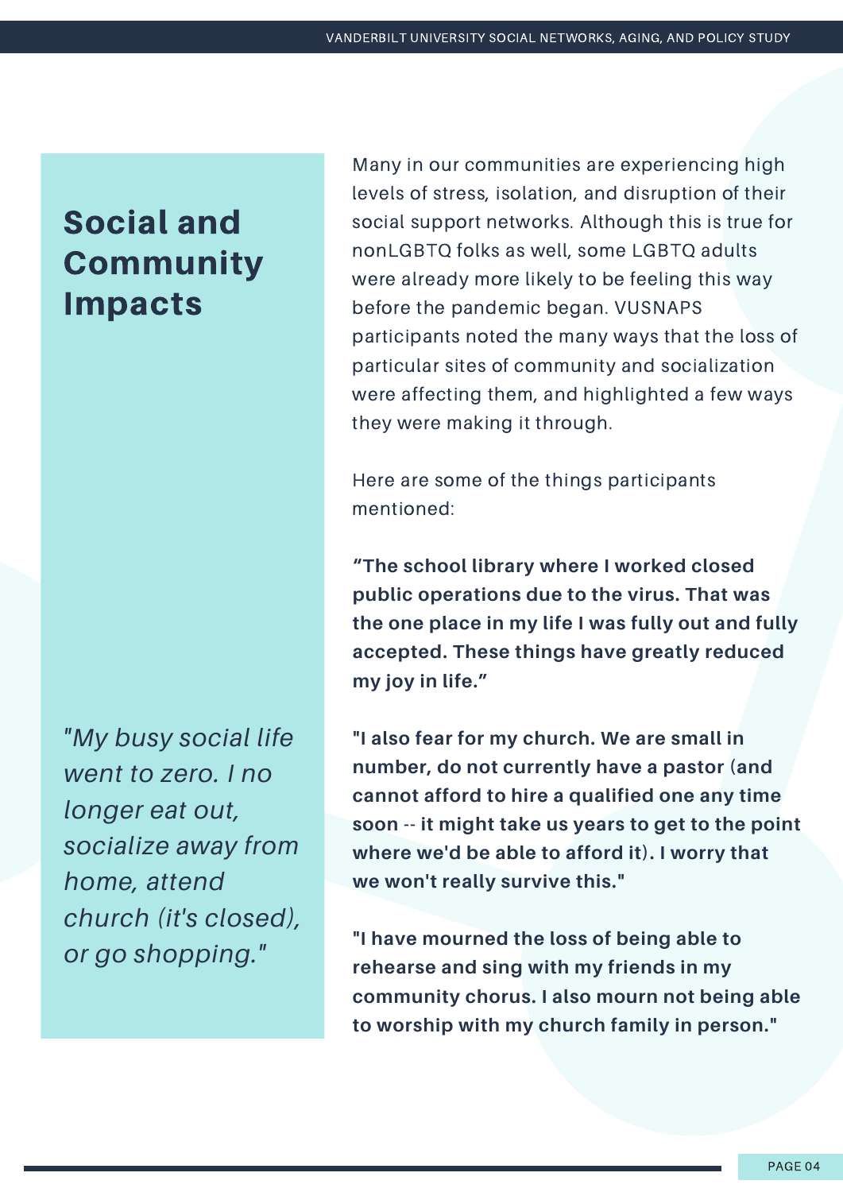# Social and Community Impacts

*"My busy social life went to zero. I no longer eat out, socialize away from home, attend church (it's closed), or go shopping."*

Many in our communities are experiencing high levels of stress, isolation, and disruption of their social support networks. Although this is true for nonLGBTQ folks as well, some LGBTQ adults were already more likely to be feeling this way before the pandemic began. VUSNAPS participants noted the many ways that the loss of particular sites of community and socialization were affecting them, and highlighted a few ways they were making it through.

Here are some of the things participants mentioned:

**“The school library where I worked closed public operations due to the virus. That was the one place in my life I was fully out and fully accepted. These things have greatly reduced my joy in life.”**

**"I also fear for my church. We are small in number, do not currently have a pastor (and cannot afford to hire a qualified one any time soon -- it might take us years to get to the point where we'd be able to afford it). I worry that we won't really survive this."**

**"I have mourned the loss of being able to rehearse and sing with my friends in my community chorus. I also mourn not being able to worship with my church family in person."**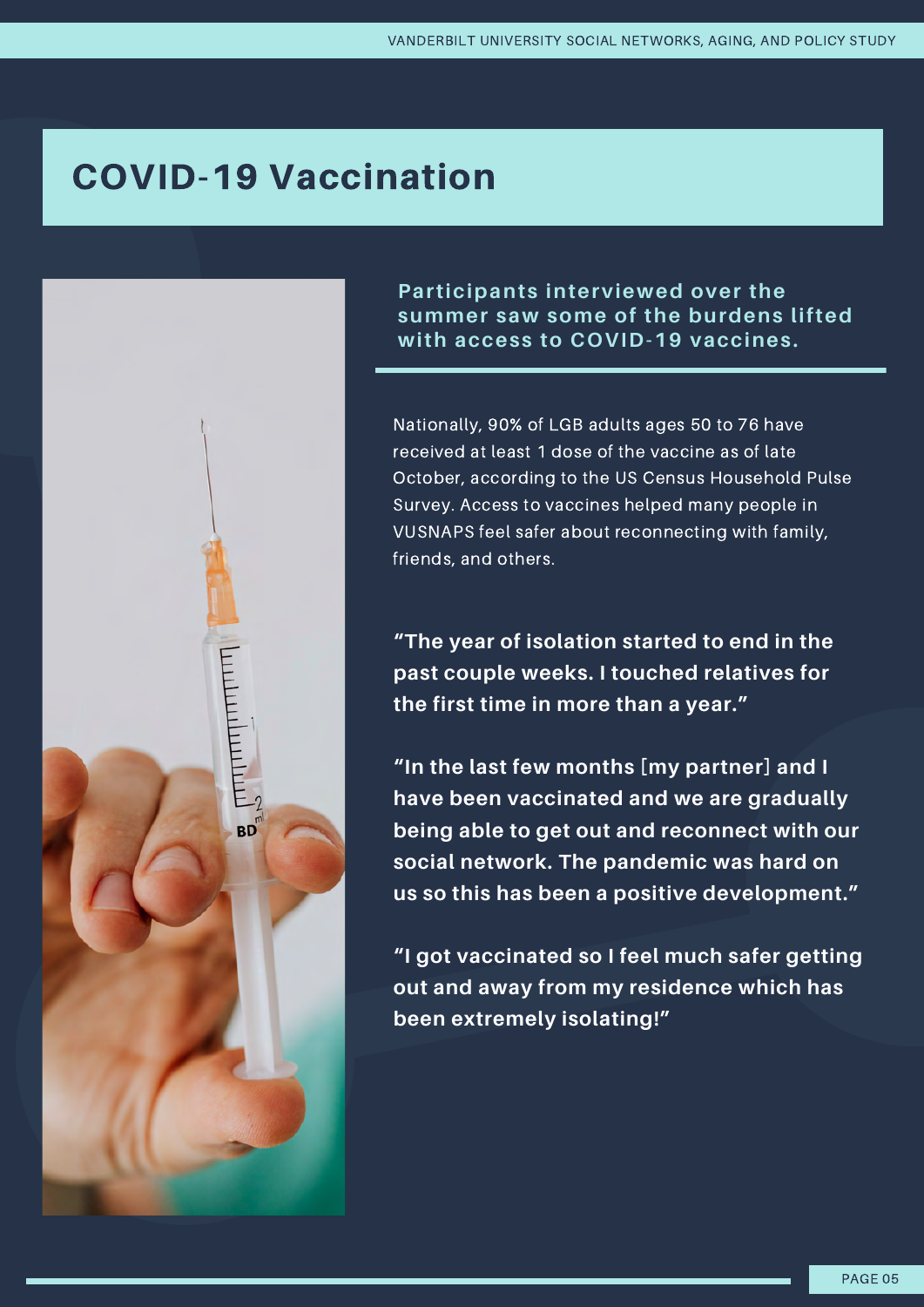# COVID-19 Vaccination

**Participants interviewed over the summer saw some of the burdens lifted with access to COVID-19 vaccines.**

Nationally, 90% of LGB adults ages 50 to 76 have received at least 1 dose of the vaccine as of late October, according to the US Census Household Pulse Survey. Access to vaccines helped many people in VUSNAPS feel safer about reconnecting with family, friends, and others.

**"The year of isolation started to end in the past couple weeks. I touched relatives for the first time in more than a year."**

**"In the last few months [my partner] and I have been vaccinated and we are gradually being able to get out and reconnect with our social network. The pandemic was hard on us so this has been a positive development."**

**"I got vaccinated so I feel much safer getting out and away from my residence which has been extremely isolating!"**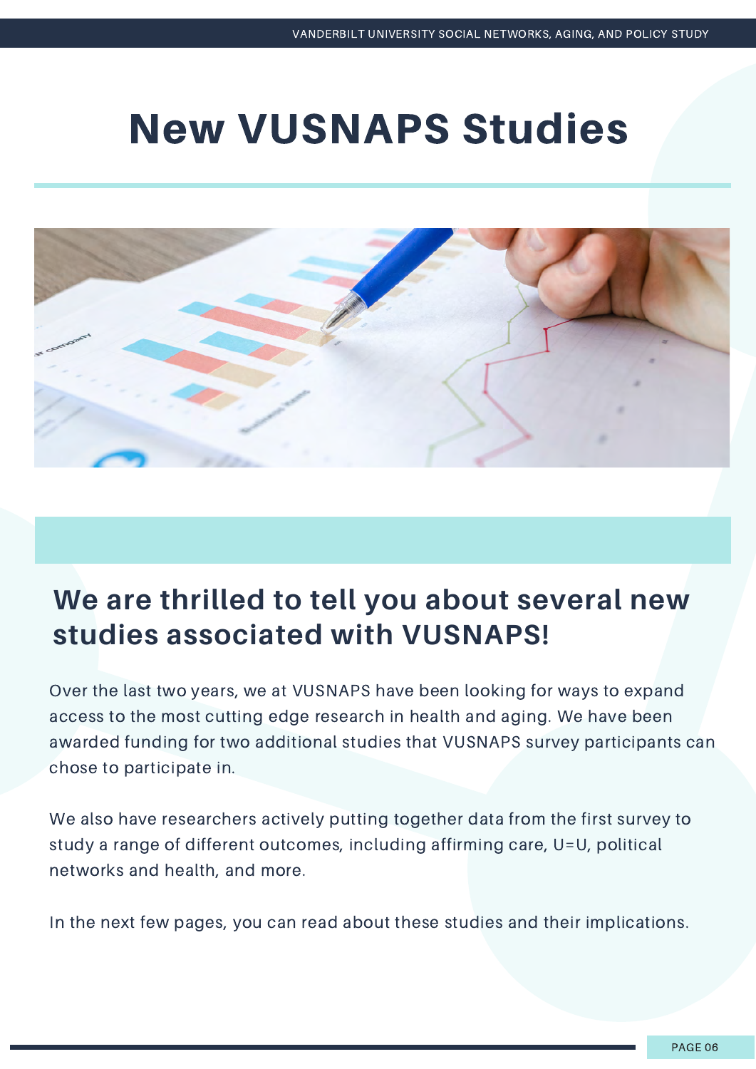# New VUSNAPS Studies

## We are thrilled to tell you about several new studies associated with VUSNAPS!

Over the last two years, we at VUSNAPS have been looking for ways to expand access to the most cutting edge research in health and aging. We have been awarded funding for two additional studies that VUSNAPS survey participants can chose to participate in.

We also have researchers actively putting together data from the first survey to study a range of different outcomes, including affirming care, U=U, political networks and health, and more.

In the next few pages, you can read about these studies and their implications.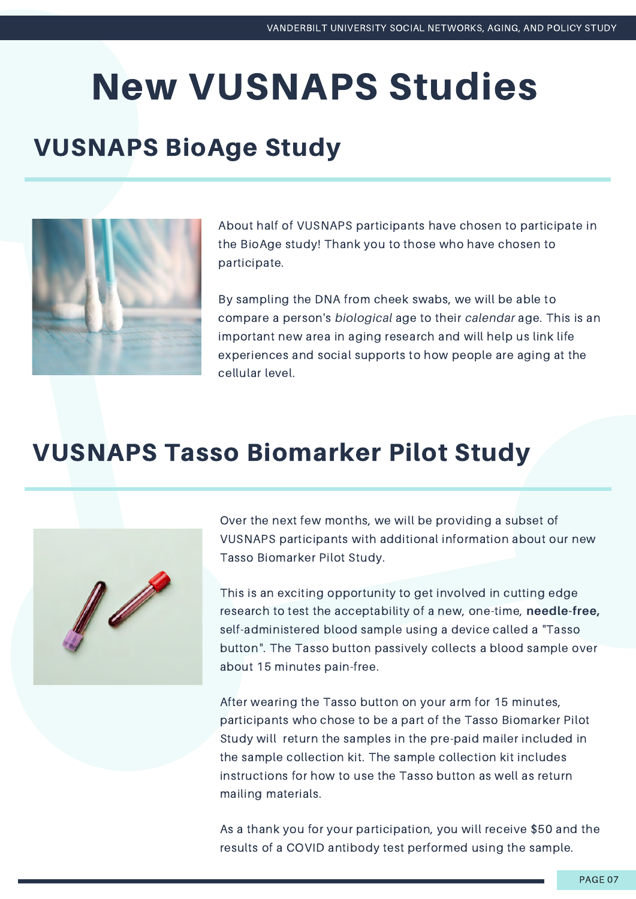# New VUSNAPS Studies

## VUSNAPS BioAge Study

About half of VUSNAPS participants have chosen to participate in the BioAge study! Thank you to those who have chosen to participate.

By sampling the DNA from cheek swabs, we will be able to compare a person's *biological* age to their *calendar* age. This is an important new area in aging research and will help us link life experiences and social supports to how people are aging at the cellular level.

## VUSNAPS Tasso Biomarker Pilot Study

Over the next few months, we will be providing a subset of VUSNAPS participants with additional information about our new Tasso Biomarker Pilot Study.

This is an exciting opportunity to get involved in cutting edge research to test the acceptability of a new, one-time, **needle-free,** self-administered blood sample using a device called a "Tasso button". The Tasso button passively collects a blood sample over about 15 minutes pain-free.

After wearing the Tasso button on your arm for 15 minutes, participants who chose to be a part of the Tasso Biomarker Pilot Study will return the samples in the pre-paid mailer included in the sample collection kit. The sample collection kit includes instructions for how to use the Tasso button as well as return mailing materials.

As a thank you for your participation, you will receive $50 and the results of a COVID antibody test performed using the sample.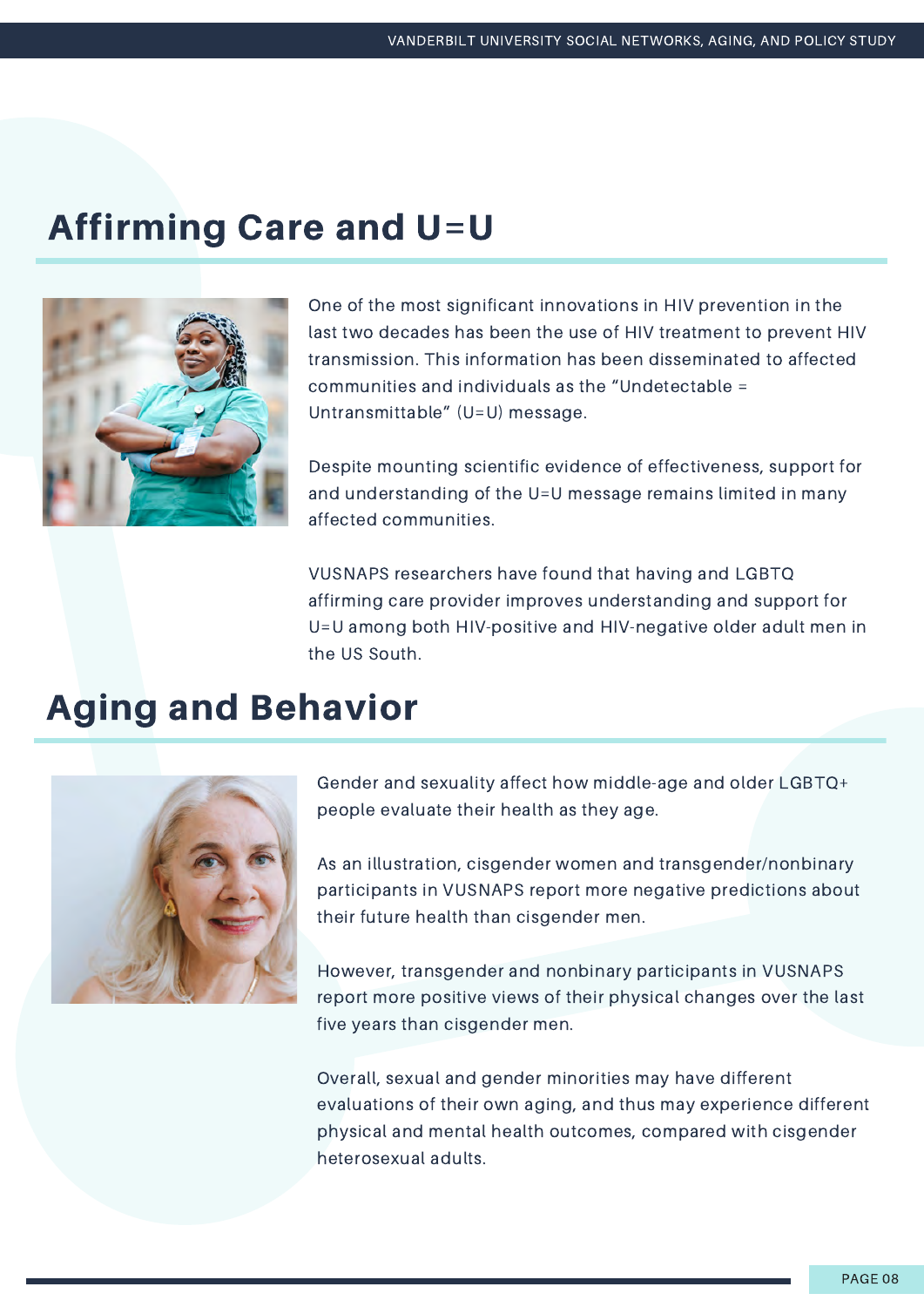## Affirming Care and U=U

One of the most significant innovations in HIV prevention in the last two decades has been the use of HIV treatment to prevent HIV transmission. This information has been disseminated to affected communities and individuals as the "Undetectable = Untransmittable" (U=U) message.

Despite mounting scientific evidence of effectiveness, support for and understanding of the U=U message remains limited in many affected communities.

VUSNAPS researchers have found that having and LGBTQ affirming care provider improves understanding and support for U=U among both HIV-positive and HIV-negative older adult men in the US South.

## Aging and Behavior

Gender and sexuality affect how middle-age and older LGBTQ+ people evaluate their health as they age.

As an illustration, cisgender women and transgender/nonbinary participants in VUSNAPS report more negative predictions about their future health than cisgender men.

However, transgender and nonbinary participants in VUSNAPS report more positive views of their physical changes over the last five years than cisgender men.

Overall, sexual and gender minorities may have different evaluations of their own aging, and thus may experience different physical and mental health outcomes, compared with cisgender heterosexual adults.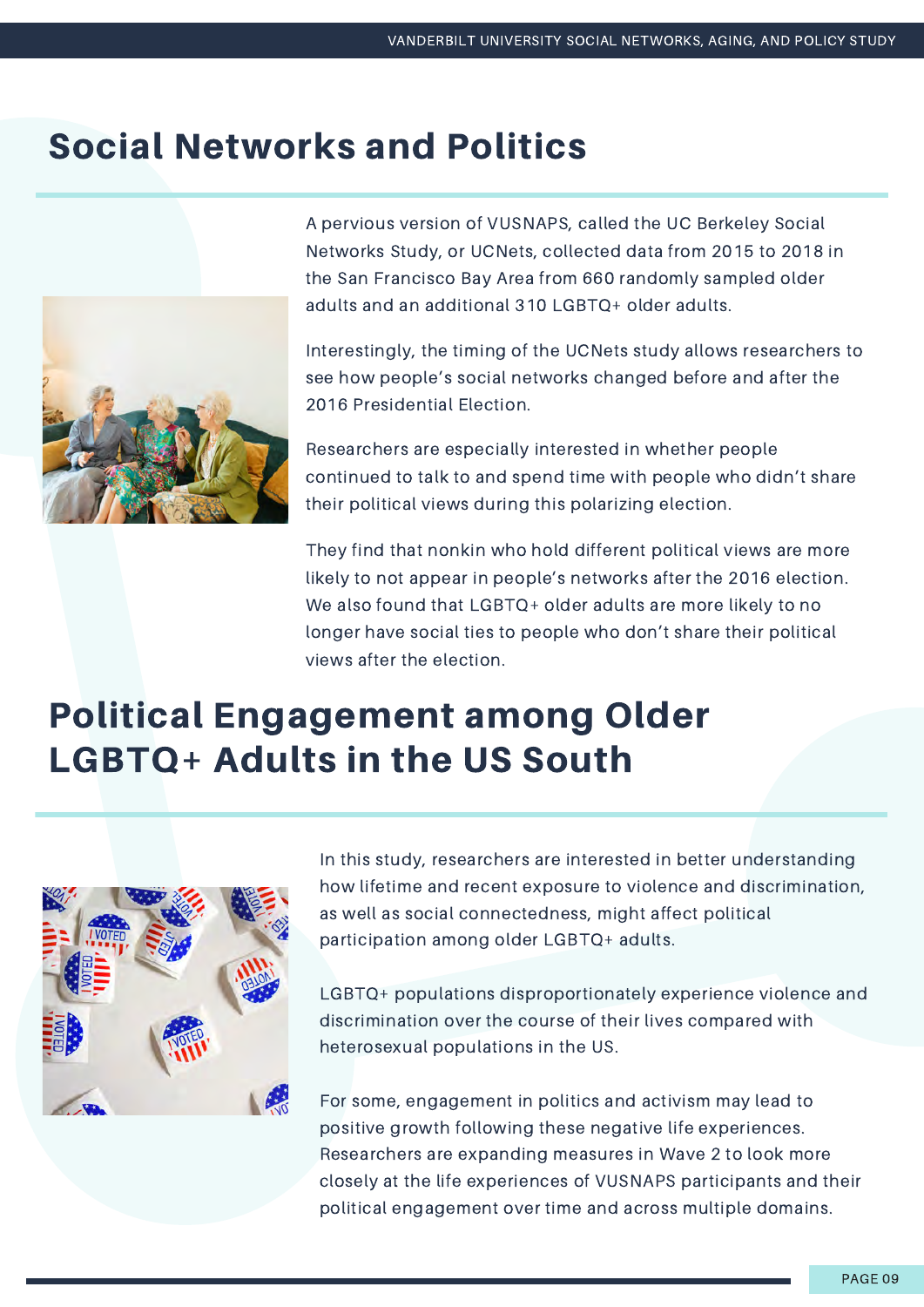# Social Networks and Politics

A pervious version of VUSNAPS, called the UC Berkeley Social Networks Study, or UCNets, collected data from 2015 to 2018 in the San Francisco Bay Area from 660 randomly sampled older adults and an additional 310 LGBTQ+ older adults.

Interestingly, the timing of the UCNets study allows researchers to see how people's social networks changed before and after the 2016 Presidential Election.

Researchers are especially interested in whether people continued to talk to and spend time with people who didn't share their political views during this polarizing election.

They find that nonkin who hold different political views are more likely to not appear in people's networks after the 2016 election. We also found that LGBTQ+ older adults are more likely to no longer have social ties to people who don't share their political views after the election.

# Political Engagement among Older LGBTQ+ Adults in the US South

In this study, researchers are interested in better understanding how lifetime and recent exposure to violence and discrimination, as well as social connectedness, might affect political participation among older LGBTQ+ adults.

LGBTQ+ populations disproportionately experience violence and discrimination over the course of their lives compared with heterosexual populations in the US.

For some, engagement in politics and activism may lead to positive growth following these negative life experiences. Researchers are expanding measures in Wave 2 to look more closely at the life experiences of VUSNAPS participants and their political engagement over time and across multiple domains.